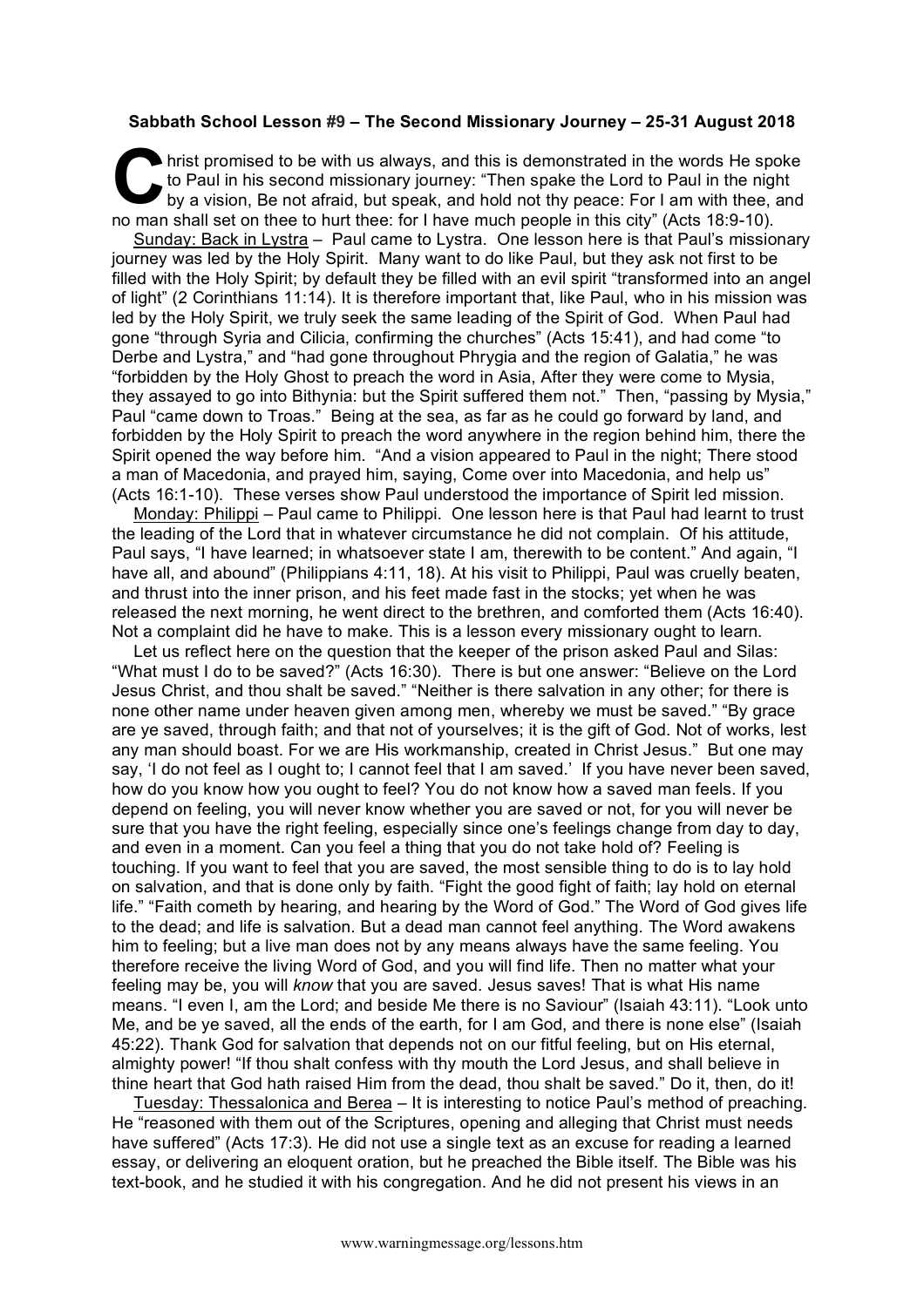**Sabbath School Lesson #9 – The Second Missionary Journey – 25-31 August 2018**

Christ promised to be with us always, and this is demonstrated in the words He spoke to Paul in his second missionary journey: "Then spake the Lord to Paul in the night by a vision, Be not afraid, but speak, and hold not thy peace: For I am with thee, and no man shall set on thee to hurt thee: for I have much people in this city" (Acts 18:9-10).

Sunday: Back in Lystra – Paul came to Lystra. One lesson here is that Paul's missionary journey was led by the Holy Spirit. Many want to do like Paul, but they ask not first to be filled with the Holy Spirit; by default they be filled with an evil spirit "transformed into an angel of light" (2 Corinthians 11:14). It is therefore important that, like Paul, who in his mission was led by the Holy Spirit, we truly seek the same leading of the Spirit of God. When Paul had gone "through Syria and Cilicia, confirming the churches" (Acts 15:41), and had come "to Derbe and Lystra," and "had gone throughout Phrygia and the region of Galatia," he was "forbidden by the Holy Ghost to preach the word in Asia, After they were come to Mysia, they assayed to go into Bithynia: but the Spirit suffered them not." Then, "passing by Mysia," Paul "came down to Troas." Being at the sea, as far as he could go forward by land, and forbidden by the Holy Spirit to preach the word anywhere in the region behind him, there the Spirit opened the way before him. "And a vision appeared to Paul in the night; There stood a man of Macedonia, and prayed him, saying, Come over into Macedonia, and help us" (Acts 16:1-10). These verses show Paul understood the importance of Spirit led mission.

Monday: Philippi – Paul came to Philippi. One lesson here is that Paul had learnt to trust the leading of the Lord that in whatever circumstance he did not complain. Of his attitude, Paul says, "I have learned; in whatsoever state I am, therewith to be content." And again, "I have all, and abound" (Philippians 4:11, 18). At his visit to Philippi, Paul was cruelly beaten, and thrust into the inner prison, and his feet made fast in the stocks; yet when he was released the next morning, he went direct to the brethren, and comforted them (Acts 16:40). Not a complaint did he have to make. This is a lesson every missionary ought to learn.

Let us reflect here on the question that the keeper of the prison asked Paul and Silas: "What must I do to be saved?" (Acts 16:30). There is but one answer: "Believe on the Lord Jesus Christ, and thou shalt be saved." "Neither is there salvation in any other; for there is none other name under heaven given among men, whereby we must be saved." "By grace are ye saved, through faith; and that not of yourselves; it is the gift of God. Not of works, lest any man should boast. For we are His workmanship, created in Christ Jesus." But one may say, 'I do not feel as I ought to; I cannot feel that I am saved.' If you have never been saved, how do you know how you ought to feel? You do not know how a saved man feels. If you depend on feeling, you will never know whether you are saved or not, for you will never be sure that you have the right feeling, especially since one's feelings change from day to day, and even in a moment. Can you feel a thing that you do not take hold of? Feeling is touching. If you want to feel that you are saved, the most sensible thing to do is to lay hold on salvation, and that is done only by faith. "Fight the good fight of faith; lay hold on eternal life." "Faith cometh by hearing, and hearing by the Word of God." The Word of God gives life to the dead; and life is salvation. But a dead man cannot feel anything. The Word awakens him to feeling; but a live man does not by any means always have the same feeling. You therefore receive the living Word of God, and you will find life. Then no matter what your feeling may be, you will *know* that you are saved. Jesus saves! That is what His name means. "I even I, am the Lord; and beside Me there is no Saviour" (Isaiah 43:11). "Look unto Me, and be ye saved, all the ends of the earth, for I am God, and there is none else" (Isaiah 45:22). Thank God for salvation that depends not on our fitful feeling, but on His eternal, almighty power! "If thou shalt confess with thy mouth the Lord Jesus, and shall believe in thine heart that God hath raised Him from the dead, thou shalt be saved." Do it, then, do it!

Tuesday: Thessalonica and Berea – It is interesting to notice Paul's method of preaching. He "reasoned with them out of the Scriptures, opening and alleging that Christ must needs have suffered" (Acts 17:3). He did not use a single text as an excuse for reading a learned essay, or delivering an eloquent oration, but he preached the Bible itself. The Bible was his text-book, and he studied it with his congregation. And he did not present his views in an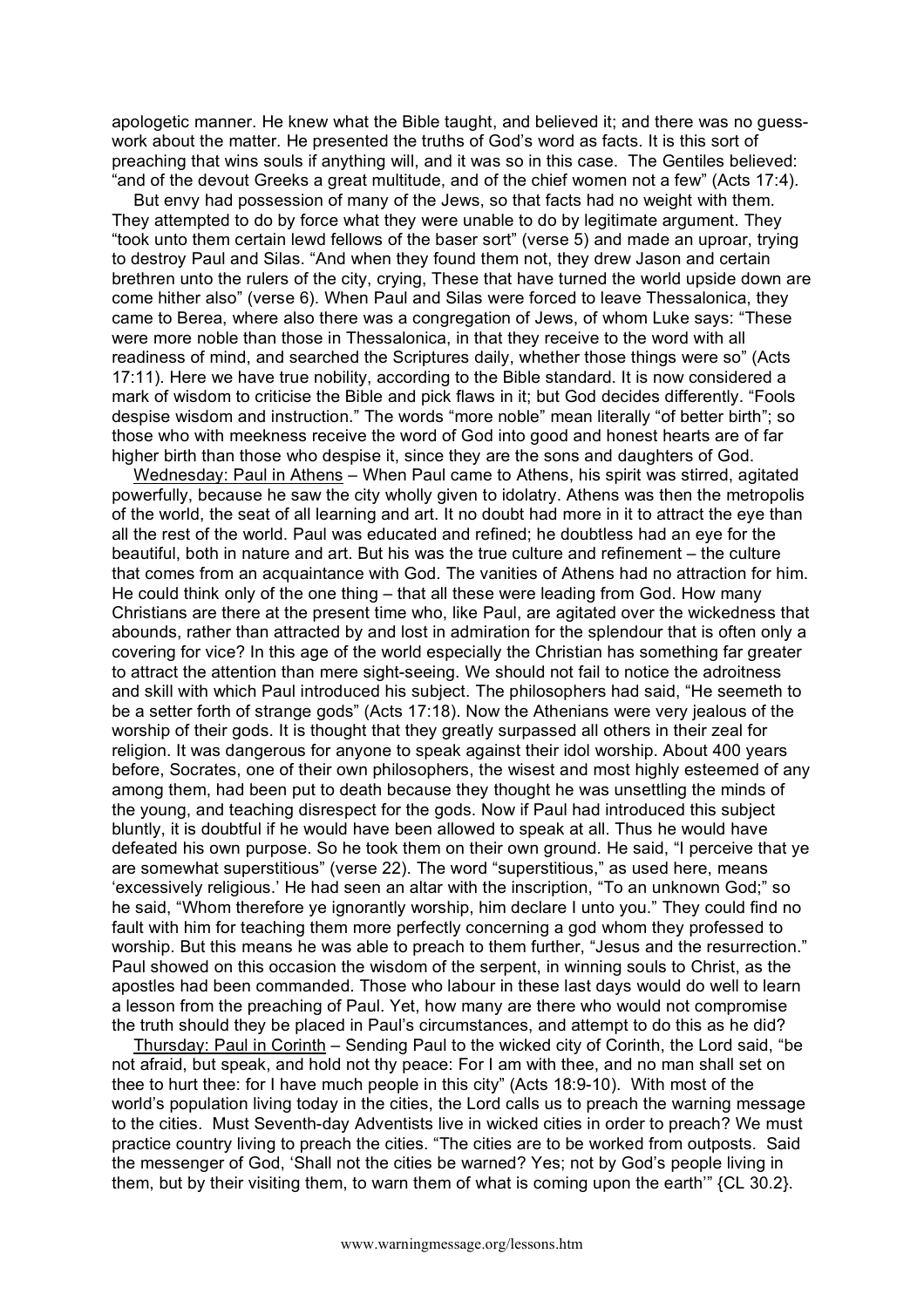apologetic manner. He knew what the Bible taught, and believed it; and there was no guess-work about the matter. He presented the truths of God's word as facts. It is this sort of preaching that wins souls if anything will, and it was so in this case. The Gentiles believed: "and of the devout Greeks a great multitude, and of the chief women not a few" (Acts 17:4).

But envy had possession of many of the Jews, so that facts had no weight with them. They attempted to do by force what they were unable to do by legitimate argument. They "took unto them certain lewd fellows of the baser sort" (verse 5) and made an uproar, trying to destroy Paul and Silas. "And when they found them not, they drew Jason and certain brethren unto the rulers of the city, crying, These that have turned the world upside down are come hither also" (verse 6). When Paul and Silas were forced to leave Thessalonica, they came to Berea, where also there was a congregation of Jews, of whom Luke says: "These were more noble than those in Thessalonica, in that they receive to the word with all readiness of mind, and searched the Scriptures daily, whether those things were so" (Acts 17:11). Here we have true nobility, according to the Bible standard. It is now considered a mark of wisdom to criticise the Bible and pick flaws in it; but God decides differently. "Fools despise wisdom and instruction." The words "more noble" mean literally "of better birth"; so those who with meekness receive the word of God into good and honest hearts are of far higher birth than those who despise it, since they are the sons and daughters of God.

Wednesday: Paul in Athens – When Paul came to Athens, his spirit was stirred, agitated powerfully, because he saw the city wholly given to idolatry. Athens was then the metropolis of the world, the seat of all learning and art. It no doubt had more in it to attract the eye than all the rest of the world. Paul was educated and refined; he doubtless had an eye for the beautiful, both in nature and art. But his was the true culture and refinement – the culture that comes from an acquaintance with God. The vanities of Athens had no attraction for him. He could think only of the one thing – that all these were leading from God. How many Christians are there at the present time who, like Paul, are agitated over the wickedness that abounds, rather than attracted by and lost in admiration for the splendour that is often only a covering for vice? In this age of the world especially the Christian has something far greater to attract the attention than mere sight-seeing. We should not fail to notice the adroitness and skill with which Paul introduced his subject. The philosophers had said, "He seemeth to be a setter forth of strange gods" (Acts 17:18). Now the Athenians were very jealous of the worship of their gods. It is thought that they greatly surpassed all others in their zeal for religion. It was dangerous for anyone to speak against their idol worship. About 400 years before, Socrates, one of their own philosophers, the wisest and most highly esteemed of any among them, had been put to death because they thought he was unsettling the minds of the young, and teaching disrespect for the gods. Now if Paul had introduced this subject bluntly, it is doubtful if he would have been allowed to speak at all. Thus he would have defeated his own purpose. So he took them on their own ground. He said, "I perceive that ye are somewhat superstitious" (verse 22). The word "superstitious," as used here, means 'excessively religious.' He had seen an altar with the inscription, "To an unknown God;" so he said, "Whom therefore ye ignorantly worship, him declare I unto you." They could find no fault with him for teaching them more perfectly concerning a god whom they professed to worship. But this means he was able to preach to them further, "Jesus and the resurrection." Paul showed on this occasion the wisdom of the serpent, in winning souls to Christ, as the apostles had been commanded. Those who labour in these last days would do well to learn a lesson from the preaching of Paul. Yet, how many are there who would not compromise the truth should they be placed in Paul's circumstances, and attempt to do this as he did?

Thursday: Paul in Corinth – Sending Paul to the wicked city of Corinth, the Lord said, "be not afraid, but speak, and hold not thy peace: For I am with thee, and no man shall set on thee to hurt thee: for I have much people in this city" (Acts 18:9-10). With most of the world's population living today in the cities, the Lord calls us to preach the warning message to the cities. Must Seventh-day Adventists live in wicked cities in order to preach? We must practice country living to preach the cities. "The cities are to be worked from outposts. Said the messenger of God, 'Shall not the cities be warned? Yes; not by God's people living in them, but by their visiting them, to warn them of what is coming upon the earth'" {CL 30.2}.

www.warningmessage.org/lessons.htm